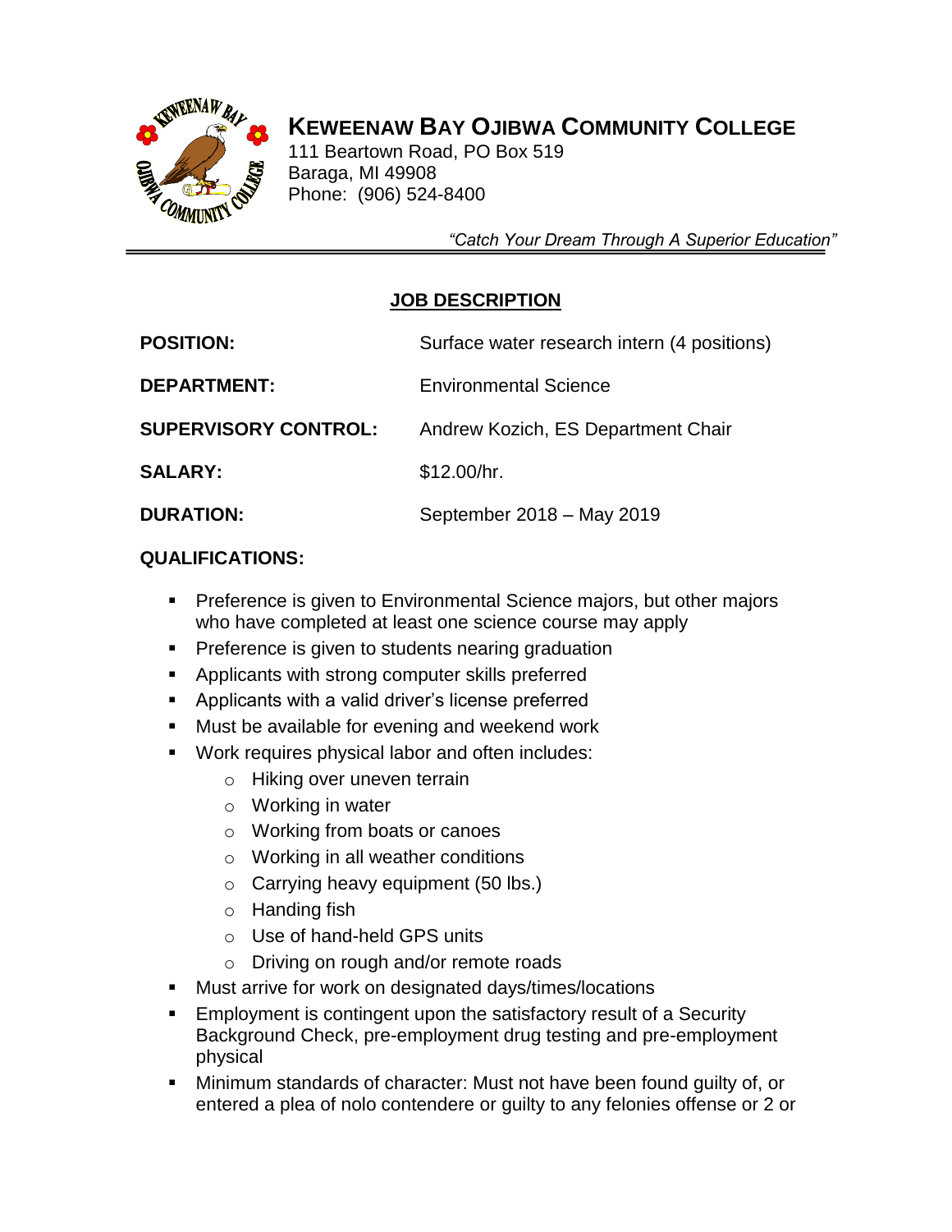# KEWEENAW BAY OJIBWA COMMUNITY COLLEGE

111 Beartown Road, PO Box 519
Baraga, MI 49908
Phone: (906) 524-8400

*"Catch Your Dream Through A Superior Education"*

## JOB DESCRIPTION

| | |
|---|---|
| **POSITION:** | Surface water research intern (4 positions) |
| **DEPARTMENT:** | Environmental Science |
| **SUPERVISORY CONTROL:** | Andrew Kozich, ES Department Chair |
| **SALARY:** | $12.00/hr. |
| **DURATION:** | September 2018 – May 2019 |

**QUALIFICATIONS:**

- Preference is given to Environmental Science majors, but other majors who have completed at least one science course may apply
- Preference is given to students nearing graduation
- Applicants with strong computer skills preferred
- Applicants with a valid driver's license preferred
- Must be available for evening and weekend work
- Work requires physical labor and often includes:
  - Hiking over uneven terrain
  - Working in water
  - Working from boats or canoes
  - Working in all weather conditions
  - Carrying heavy equipment (50 lbs.)
  - Handing fish
  - Use of hand-held GPS units
  - Driving on rough and/or remote roads
- Must arrive for work on designated days/times/locations
- Employment is contingent upon the satisfactory result of a Security Background Check, pre-employment drug testing and pre-employment physical
- Minimum standards of character: Must not have been found guilty of, or entered a plea of nolo contendere or guilty to any felonies offense or 2 or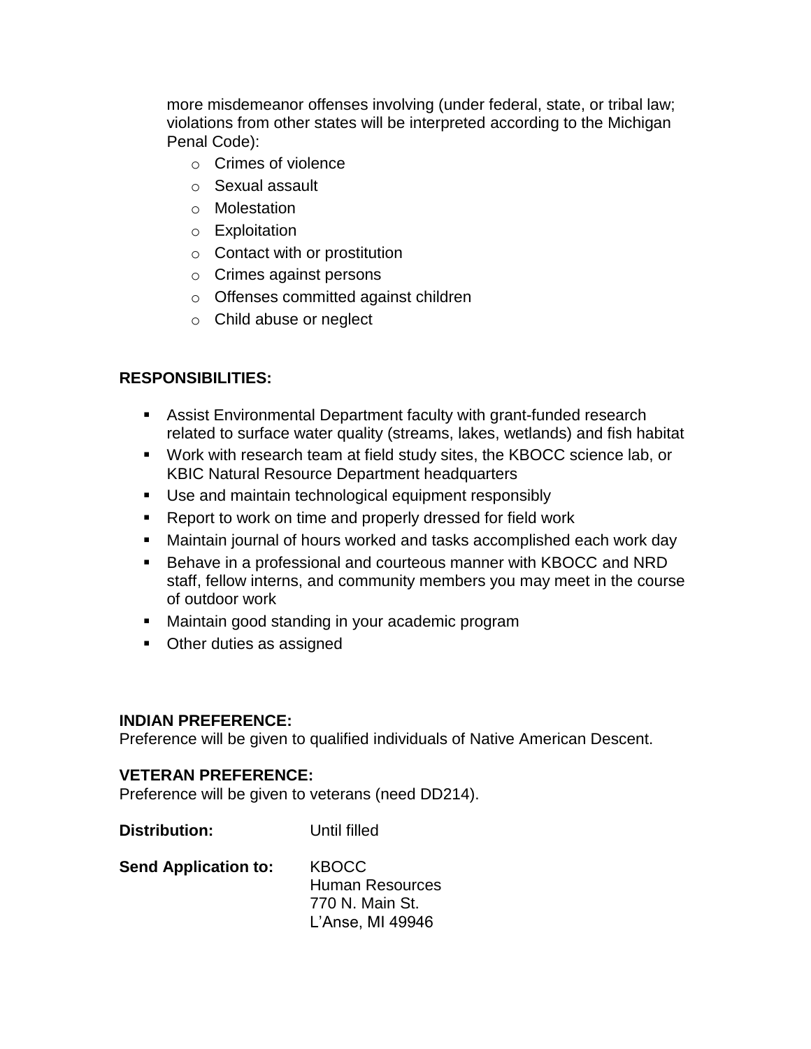more misdemeanor offenses involving (under federal, state, or tribal law; violations from other states will be interpreted according to the Michigan Penal Code):

- Crimes of violence
- Sexual assault
- Molestation
- Exploitation
- Contact with or prostitution
- Crimes against persons
- Offenses committed against children
- Child abuse or neglect

**RESPONSIBILITIES:**

- Assist Environmental Department faculty with grant-funded research related to surface water quality (streams, lakes, wetlands) and fish habitat
- Work with research team at field study sites, the KBOCC science lab, or KBIC Natural Resource Department headquarters
- Use and maintain technological equipment responsibly
- Report to work on time and properly dressed for field work
- Maintain journal of hours worked and tasks accomplished each work day
- Behave in a professional and courteous manner with KBOCC and NRD staff, fellow interns, and community members you may meet in the course of outdoor work
- Maintain good standing in your academic program
- Other duties as assigned

**INDIAN PREFERENCE:**
Preference will be given to qualified individuals of Native American Descent.

**VETERAN PREFERENCE:**
Preference will be given to veterans (need DD214).

**Distribution:** Until filled

**Send Application to:** KBOCC
Human Resources
770 N. Main St.
L'Anse, MI 49946